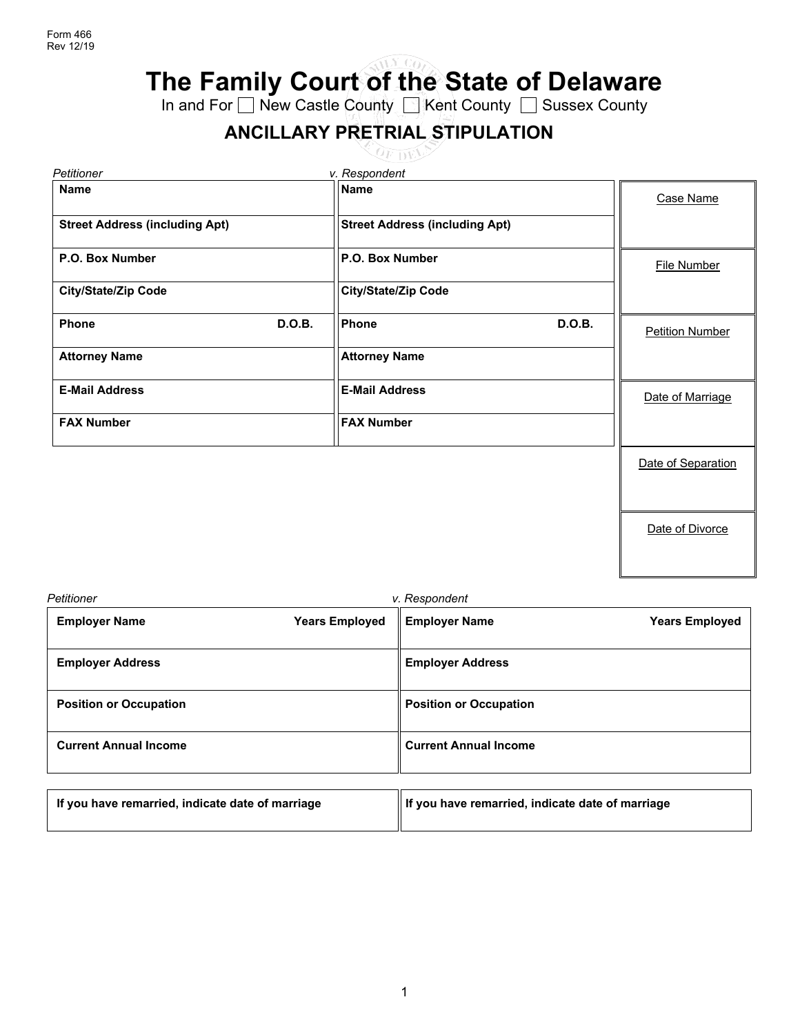Form 466
Rev 12/19

# The Family Court of the State of Delaware

In and For ☐ New Castle County ☐ Kent County ☐ Sussex County

## ANCILLARY PRETRIAL STIPULATION

| *Petitioner* | | *v. Respondent* | |
|---|---|---|---|
| **Name** | | **Name** | |
| **Street Address (including Apt)** | | **Street Address (including Apt)** | |
| **P.O. Box Number** | | **P.O. Box Number** | |
| **City/State/Zip Code** | | **City/State/Zip Code** | |
| **Phone** | **D.O.B.** | **Phone** | **D.O.B.** |
| **Attorney Name** | | **Attorney Name** | |
| **E-Mail Address** | | **E-Mail Address** | |
| **FAX Number** | | **FAX Number** | |

| |
|---|
| Case Name |
| File Number |
| Petition Number |
| Date of Marriage |
| Date of Separation |
| Date of Divorce |

| *Petitioner* | | *v. Respondent* | |
|---|---|---|---|
| **Employer Name** | **Years Employed** | **Employer Name** | **Years Employed** |
| **Employer Address** | | **Employer Address** | |
| **Position or Occupation** | | **Position or Occupation** | |
| **Current Annual Income** | | **Current Annual Income** | |

| | |
|---|---|
| **If you have remarried, indicate date of marriage** | **If you have remarried, indicate date of marriage** |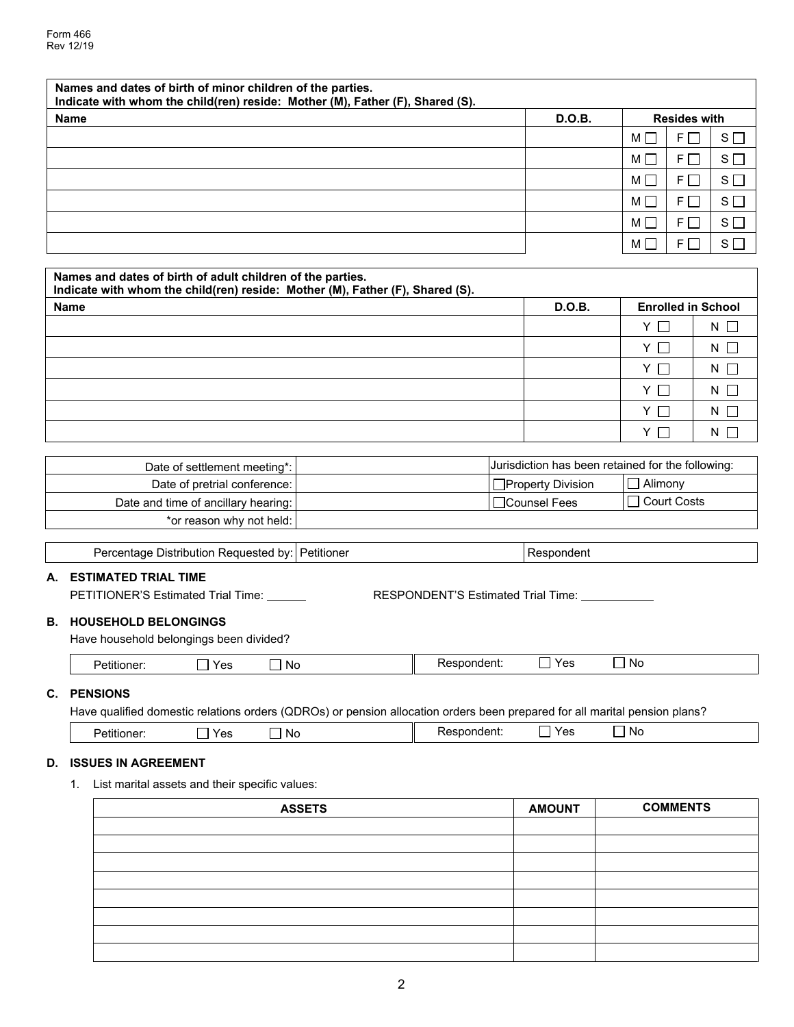Form 466
Rev 12/19

| Names and dates of birth of minor children of the parties. Indicate with whom the child(ren) reside: Mother (M), Father (F), Shared (S). | | | | |
|---|---|---|---|---|
| **Name** | **D.O.B.** | **Resides with** | | |
| | | M ☐ | F ☐ | S ☐ |
| | | M ☐ | F ☐ | S ☐ |
| | | M ☐ | F ☐ | S ☐ |
| | | M ☐ | F ☐ | S ☐ |
| | | M ☐ | F ☐ | S ☐ |
| | | M ☐ | F ☐ | S ☐ |

| Names and dates of birth of adult children of the parties. Indicate with whom the child(ren) reside: Mother (M), Father (F), Shared (S). | | | |
|---|---|---|---|
| **Name** | **D.O.B.** | **Enrolled in School** | |
| | | Y ☐ | N ☐ |
| | | Y ☐ | N ☐ |
| | | Y ☐ | N ☐ |
| | | Y ☐ | N ☐ |
| | | Y ☐ | N ☐ |
| | | Y ☐ | N ☐ |

| Date of settlement meeting*: | | Jurisdiction has been retained for the following: | |
|---|---|---|---|
| Date of pretrial conference: | | ☐ Property Division | ☐ Alimony |
| Date and time of ancillary hearing: | | ☐ Counsel Fees | ☐ Court Costs |
| *or reason why not held: | | | |

| Percentage Distribution Requested by: | Petitioner | Respondent |
|---|---|---|

**A. ESTIMATED TRIAL TIME**

PETITIONER'S Estimated Trial Time: ______ RESPONDENT'S Estimated Trial Time: ___________

**B. HOUSEHOLD BELONGINGS**

Have household belongings been divided?

| Petitioner: ☐ Yes ☐ No | Respondent: ☐ Yes ☐ No |
|---|---|

**C. PENSIONS**

Have qualified domestic relations orders (QDROs) or pension allocation orders been prepared for all marital pension plans?

| Petitioner: ☐ Yes ☐ No | Respondent: ☐ Yes ☐ No |
|---|---|

**D. ISSUES IN AGREEMENT**

1. List marital assets and their specific values:

| ASSETS | AMOUNT | COMMENTS |
|---|---|---|
| | | |
| | | |
| | | |
| | | |
| | | |
| | | |
| | | |
| | | |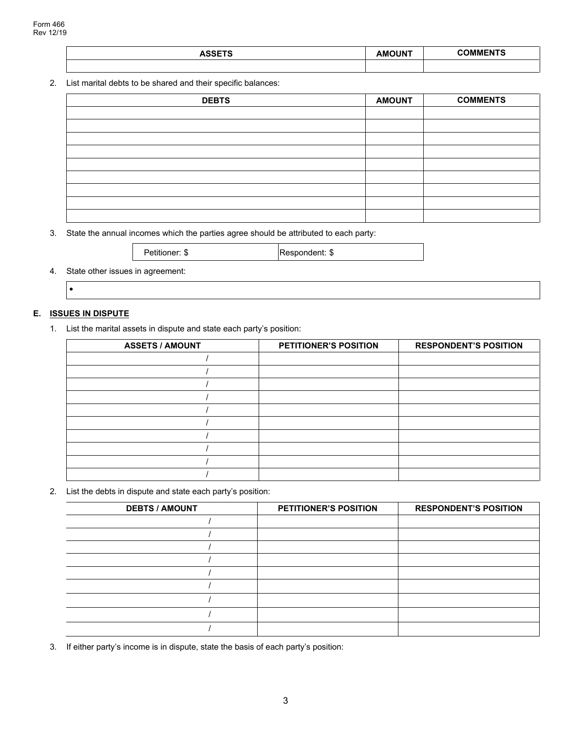Form 466
Rev 12/19

| ASSETS | AMOUNT | COMMENTS |
| --- | --- | --- |
| | | |

2. List marital debts to be shared and their specific balances:

| DEBTS | AMOUNT | COMMENTS |
| --- | --- | --- |
| | | |
| | | |
| | | |
| | | |
| | | |
| | | |
| | | |
| | | |
| | | |

3. State the annual incomes which the parties agree should be attributed to each party:

| Petitioner: $ | Respondent: $ |
| --- | --- |

4. State other issues in agreement:

- 

## E. ISSUES IN DISPUTE

1. List the marital assets in dispute and state each party's position:

| ASSETS / AMOUNT | PETITIONER'S POSITION | RESPONDENT'S POSITION |
| --- | --- | --- |
| / | | |
| / | | |
| / | | |
| / | | |
| / | | |
| / | | |
| / | | |
| / | | |
| / | | |
| / | | |

2. List the debts in dispute and state each party's position:

| DEBTS / AMOUNT | PETITIONER'S POSITION | RESPONDENT'S POSITION |
| --- | --- | --- |
| / | | |
| / | | |
| / | | |
| / | | |
| / | | |
| / | | |
| / | | |
| / | | |
| / | | |

3. If either party's income is in dispute, state the basis of each party's position: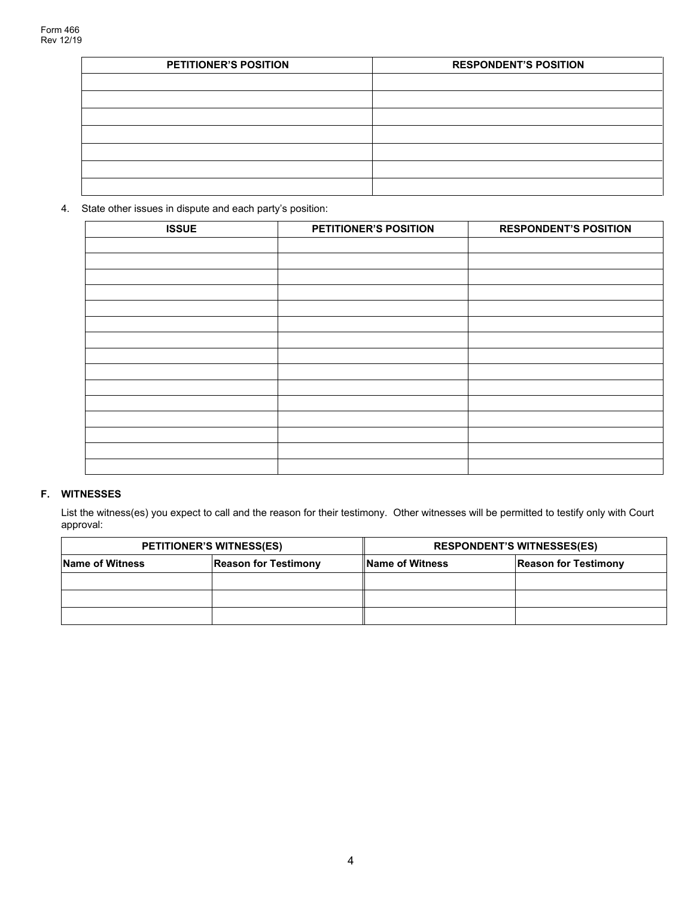Form 466
Rev 12/19

| PETITIONER'S POSITION | RESPONDENT'S POSITION |
|---|---|
| | |
| | |
| | |
| | |
| | |
| | |
| | |

4. State other issues in dispute and each party's position:

| ISSUE | PETITIONER'S POSITION | RESPONDENT'S POSITION |
|---|---|---|
| | | |
| | | |
| | | |
| | | |
| | | |
| | | |
| | | |
| | | |
| | | |
| | | |
| | | |
| | | |
| | | |
| | | |
| | | |

### F. WITNESSES

List the witness(es) you expect to call and the reason for their testimony. Other witnesses will be permitted to testify only with Court approval:

| PETITIONER'S WITNESS(ES) | | RESPONDENT'S WITNESSES(ES) | |
|---|---|---|---|
| **Name of Witness** | **Reason for Testimony** | **Name of Witness** | **Reason for Testimony** |
| | | | |
| | | | |
| | | | |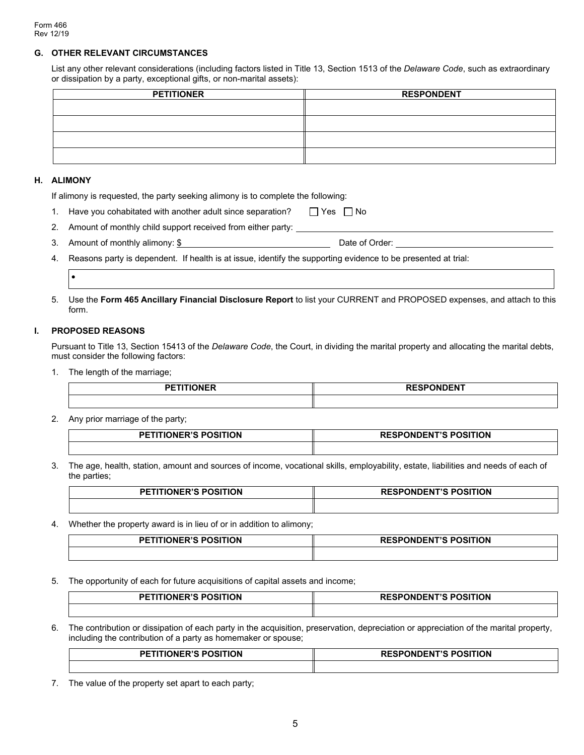## G. OTHER RELEVANT CIRCUMSTANCES

List any other relevant considerations (including factors listed in Title 13, Section 1513 of the *Delaware Code*, such as extraordinary or dissipation by a party, exceptional gifts, or non-marital assets):

| PETITIONER | RESPONDENT |
|---|---|
| | |
| | |
| | |
| | |

## H. ALIMONY

If alimony is requested, the party seeking alimony is to complete the following:

1. Have you cohabitated with another adult since separation? ☐ Yes ☐ No
2. Amount of monthly child support received from either party: ______________________________
3. Amount of monthly alimony: $______________________________ Date of Order: ______________________________
4. Reasons party is dependent. If health is at issue, identify the supporting evidence to be presented at trial:
   - 
5. Use the **Form 465 Ancillary Financial Disclosure Report** to list your CURRENT and PROPOSED expenses, and attach to this form.

## I. PROPOSED REASONS

Pursuant to Title 13, Section 15413 of the *Delaware Code*, the Court, in dividing the marital property and allocating the marital debts, must consider the following factors:

1. The length of the marriage;

| PETITIONER | RESPONDENT |
|---|---|
| | |

2. Any prior marriage of the party;

| PETITIONER'S POSITION | RESPONDENT'S POSITION |
|---|---|
| | |

3. The age, health, station, amount and sources of income, vocational skills, employability, estate, liabilities and needs of each of the parties;

| PETITIONER'S POSITION | RESPONDENT'S POSITION |
|---|---|
| | |

4. Whether the property award is in lieu of or in addition to alimony;

| PETITIONER'S POSITION | RESPONDENT'S POSITION |
|---|---|
| | |

5. The opportunity of each for future acquisitions of capital assets and income;

| PETITIONER'S POSITION | RESPONDENT'S POSITION |
|---|---|
| | |

6. The contribution or dissipation of each party in the acquisition, preservation, depreciation or appreciation of the marital property, including the contribution of a party as homemaker or spouse;

| PETITIONER'S POSITION | RESPONDENT'S POSITION |
|---|---|
| | |

7. The value of the property set apart to each party;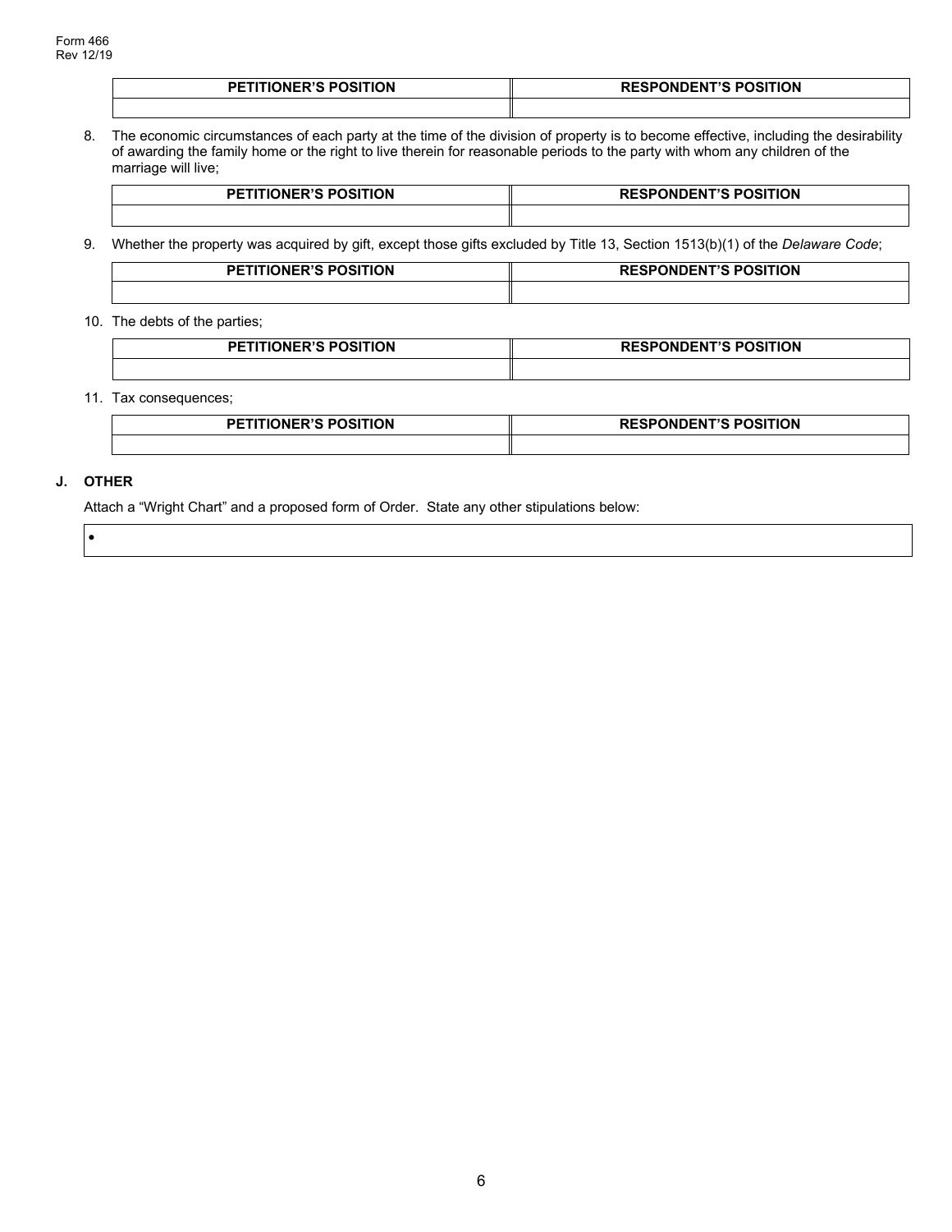Form 466
Rev 12/19

| PETITIONER'S POSITION | RESPONDENT'S POSITION |
| --- | --- |
| | |

8. The economic circumstances of each party at the time of the division of property is to become effective, including the desirability of awarding the family home or the right to live therein for reasonable periods to the party with whom any children of the marriage will live;

| PETITIONER'S POSITION | RESPONDENT'S POSITION |
| --- | --- |
| | |

9. Whether the property was acquired by gift, except those gifts excluded by Title 13, Section 1513(b)(1) of the *Delaware Code*;

| PETITIONER'S POSITION | RESPONDENT'S POSITION |
| --- | --- |
| | |

10. The debts of the parties;

| PETITIONER'S POSITION | RESPONDENT'S POSITION |
| --- | --- |
| | |

11. Tax consequences;

| PETITIONER'S POSITION | RESPONDENT'S POSITION |
| --- | --- |
| | |

## J. OTHER

Attach a "Wright Chart" and a proposed form of Order. State any other stipulations below:

-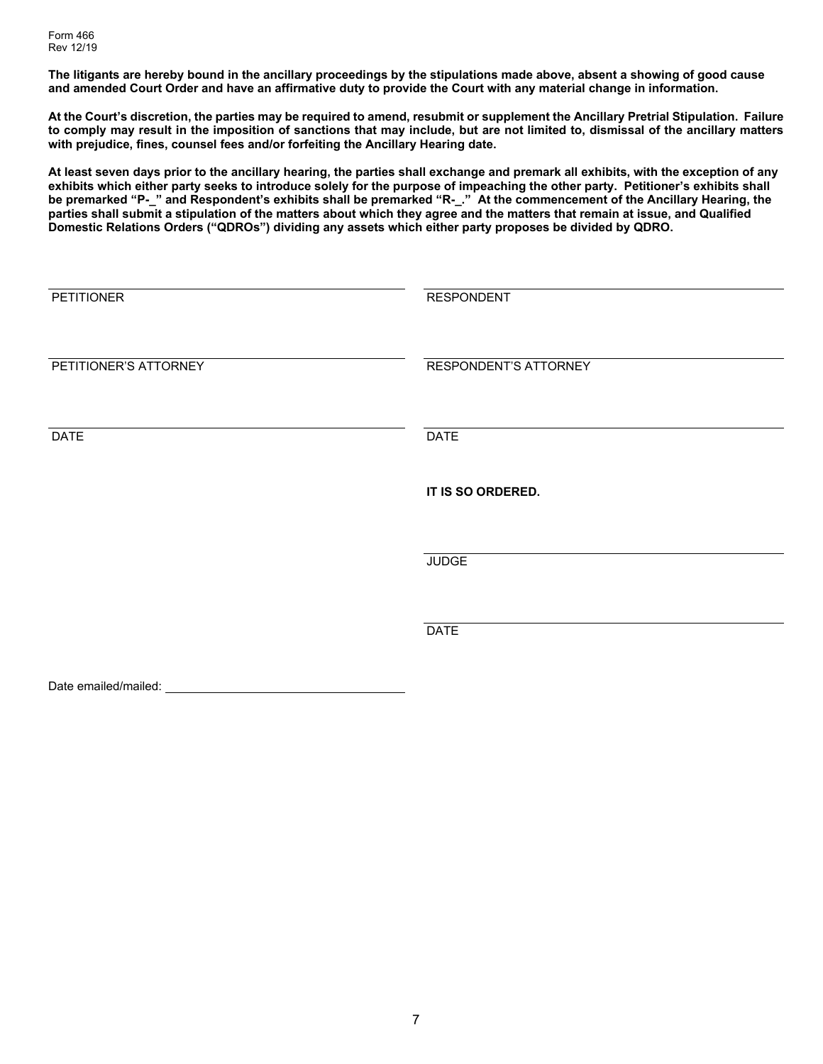Form 466
Rev 12/19

**The litigants are hereby bound in the ancillary proceedings by the stipulations made above, absent a showing of good cause and amended Court Order and have an affirmative duty to provide the Court with any material change in information.**

**At the Court's discretion, the parties may be required to amend, resubmit or supplement the Ancillary Pretrial Stipulation. Failure to comply may result in the imposition of sanctions that may include, but are not limited to, dismissal of the ancillary matters with prejudice, fines, counsel fees and/or forfeiting the Ancillary Hearing date.**

**At least seven days prior to the ancillary hearing, the parties shall exchange and premark all exhibits, with the exception of any exhibits which either party seeks to introduce solely for the purpose of impeaching the other party. Petitioner's exhibits shall be premarked "P-_" and Respondent's exhibits shall be premarked "R-_." At the commencement of the Ancillary Hearing, the parties shall submit a stipulation of the matters about which they agree and the matters that remain at issue, and Qualified Domestic Relations Orders ("QDROs") dividing any assets which either party proposes be divided by QDRO.**

| | |
|---|---|
| ______________________________ | ______________________________ |
| PETITIONER | RESPONDENT |
| ______________________________ | ______________________________ |
| PETITIONER'S ATTORNEY | RESPONDENT'S ATTORNEY |
| ______________________________ | ______________________________ |
| DATE | DATE |

**IT IS SO ORDERED.**

______________________________
JUDGE

______________________________
DATE

Date emailed/mailed: ______________________________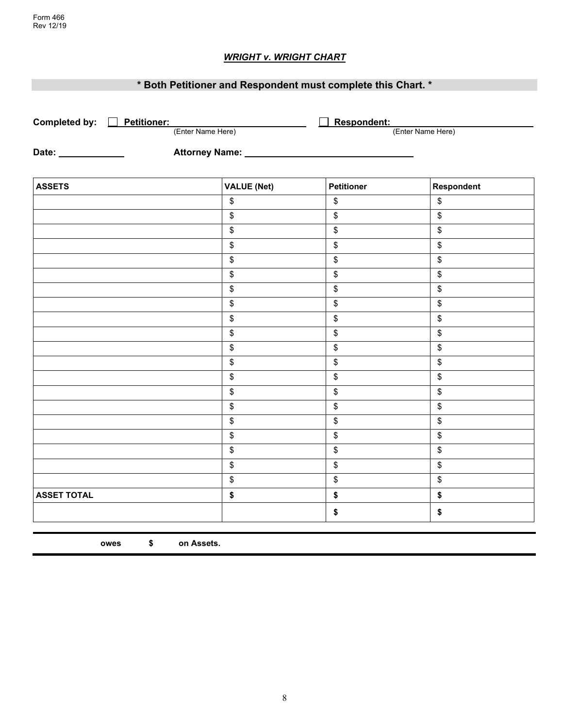Form 466
Rev 12/19

## *WRIGHT v. WRIGHT CHART*

**\* Both Petitioner and Respondent must complete this Chart. \***

**Completed by:** ☐ **Petitioner:** ______________________ ☐ **Respondent:** ______________________
(Enter Name Here) (Enter Name Here)

**Date:** ____________ **Attorney Name:** ______________________________

| ASSETS | VALUE (Net) | Petitioner | Respondent |
|---|---|---|---|
| | $ | $ | $ |
| | $ | $ | $ |
| | $ | $ | $ |
| | $ | $ | $ |
| | $ | $ | $ |
| | $ | $ | $ |
| | $ | $ | $ |
| | $ | $ | $ |
| | $ | $ | $ |
| | $ | $ | $ |
| | $ | $ | $ |
| | $ | $ | $ |
| | $ | $ | $ |
| | $ | $ | $ |
| | $ | $ | $ |
| | $ | $ | $ |
| | $ | $ | $ |
| | $ | $ | $ |
| | $ | $ | $ |
| | $ | $ | $ |
| **ASSET TOTAL** | **$** | **$** | **$** |
| | | **$** | **$** |

**owes $ on Assets.**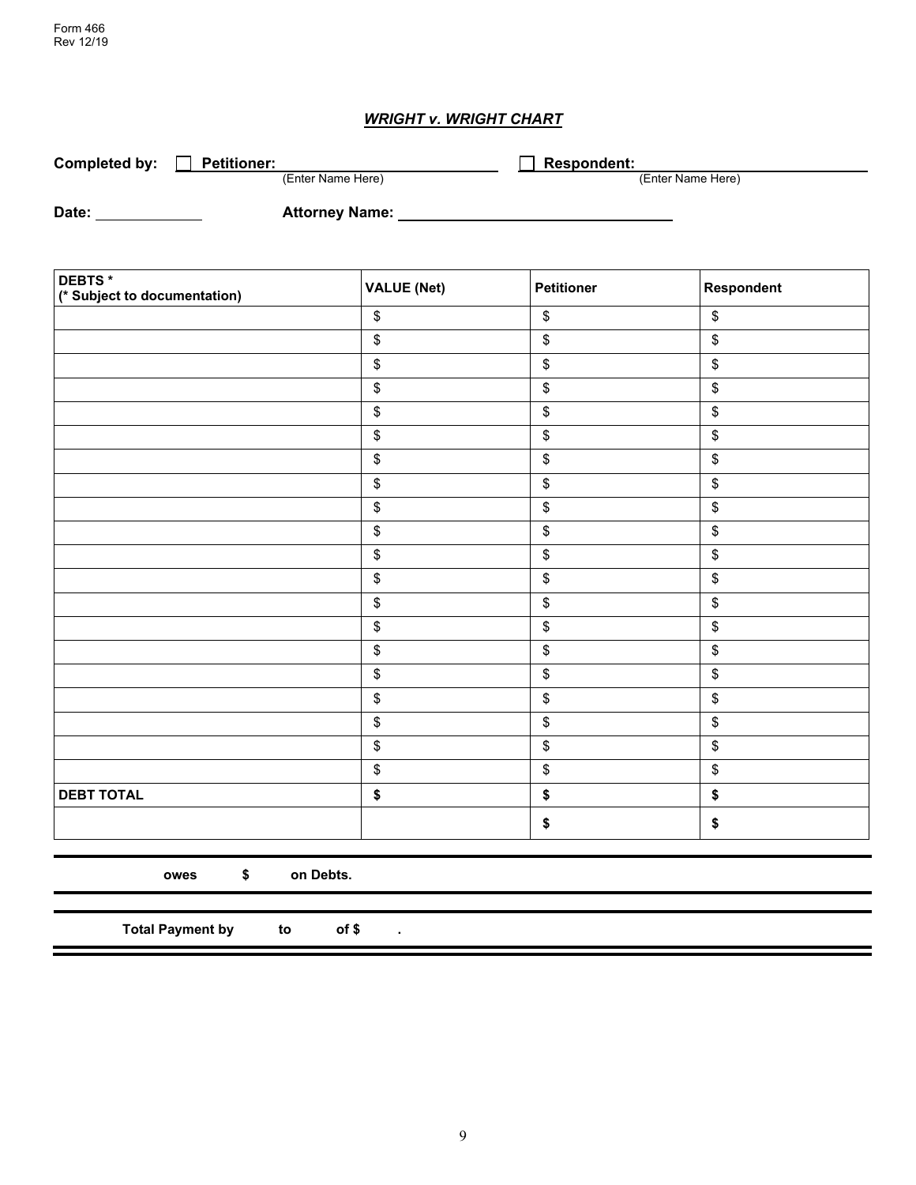Form 466
Rev 12/19

## *WRIGHT v. WRIGHT CHART*

**Completed by:** ☐ **Petitioner:** ____________________ (Enter Name Here) ☐ **Respondent:** ____________________ (Enter Name Here)

**Date:** __________ **Attorney Name:** ______________________________

| DEBTS * (* Subject to documentation) | VALUE (Net) | Petitioner | Respondent |
|---|---|---|---|
| | $ | $ | $ |
| | $ | $ | $ |
| | $ | $ | $ |
| | $ | $ | $ |
| | $ | $ | $ |
| | $ | $ | $ |
| | $ | $ | $ |
| | $ | $ | $ |
| | $ | $ | $ |
| | $ | $ | $ |
| | $ | $ | $ |
| | $ | $ | $ |
| | $ | $ | $ |
| | $ | $ | $ |
| | $ | $ | $ |
| | $ | $ | $ |
| | $ | $ | $ |
| | $ | $ | $ |
| | $ | $ | $ |
| | $ | $ | $ |
| **DEBT TOTAL** | **$** | **$** | **$** |
| | | **$** | **$** |

**owes $ on Debts.**

**Total Payment by to of $ .**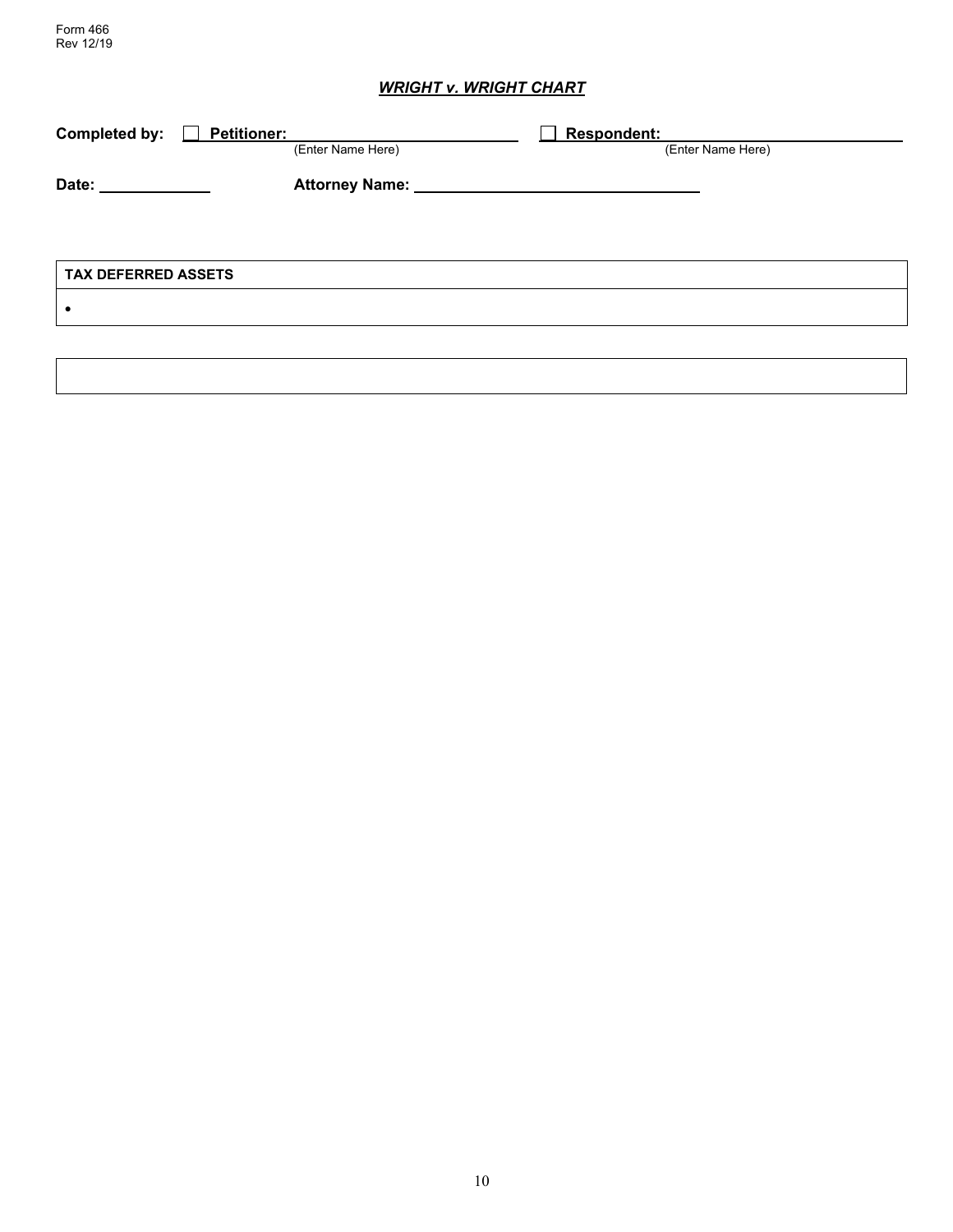Form 466
Rev 12/19

## *WRIGHT v. WRIGHT CHART*

**Completed by:** ☐ **Petitioner:** \_\_\_\_\_\_\_\_\_\_\_\_\_\_\_\_\_\_\_\_\_\_\_\_ ☐ **Respondent:** \_\_\_\_\_\_\_\_\_\_\_\_\_\_\_\_\_\_\_\_\_\_\_\_
(Enter Name Here) (Enter Name Here)

**Date:** \_\_\_\_\_\_\_\_\_\_\_\_ **Attorney Name:** \_\_\_\_\_\_\_\_\_\_\_\_\_\_\_\_\_\_\_\_\_\_\_\_\_\_\_\_\_\_

| TAX DEFERRED ASSETS |
|---|
| • |

| |
|---|
| |